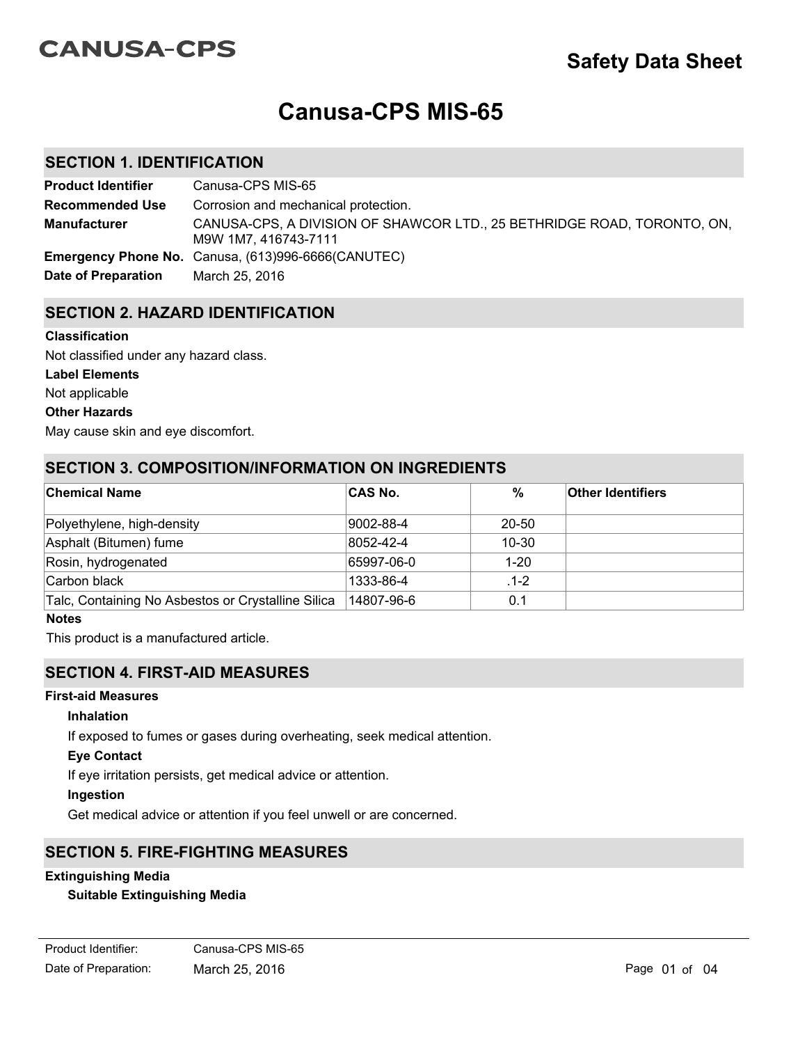CANUSA-CPS

# Safety Data Sheet

# Canusa-CPS MIS-65

## SECTION 1. IDENTIFICATION

**Product Identifier** Canusa-CPS MIS-65

**Recommended Use** Corrosion and mechanical protection.

**Manufacturer** CANUSA-CPS, A DIVISION OF SHAWCOR LTD., 25 BETHRIDGE ROAD, TORONTO, ON, M9W 1M7, 416743-7111

**Emergency Phone No.** Canusa, (613)996-6666(CANUTEC)

**Date of Preparation** March 25, 2016

## SECTION 2. HAZARD IDENTIFICATION

**Classification**

Not classified under any hazard class.

**Label Elements**

Not applicable

**Other Hazards**

May cause skin and eye discomfort.

## SECTION 3. COMPOSITION/INFORMATION ON INGREDIENTS

| Chemical Name | CAS No. | % | Other Identifiers |
|---|---|---|---|
| Polyethylene, high-density | 9002-88-4 | 20-50 | |
| Asphalt (Bitumen) fume | 8052-42-4 | 10-30 | |
| Rosin, hydrogenated | 65997-06-0 | 1-20 | |
| Carbon black | 1333-86-4 | .1-2 | |
| Talc, Containing No Asbestos or Crystalline Silica | 14807-96-6 | 0.1 | |

**Notes**

This product is a manufactured article.

## SECTION 4. FIRST-AID MEASURES

**First-aid Measures**

**Inhalation**

If exposed to fumes or gases during overheating, seek medical attention.

**Eye Contact**

If eye irritation persists, get medical advice or attention.

**Ingestion**

Get medical advice or attention if you feel unwell or are concerned.

## SECTION 5. FIRE-FIGHTING MEASURES

**Extinguishing Media**

**Suitable Extinguishing Media**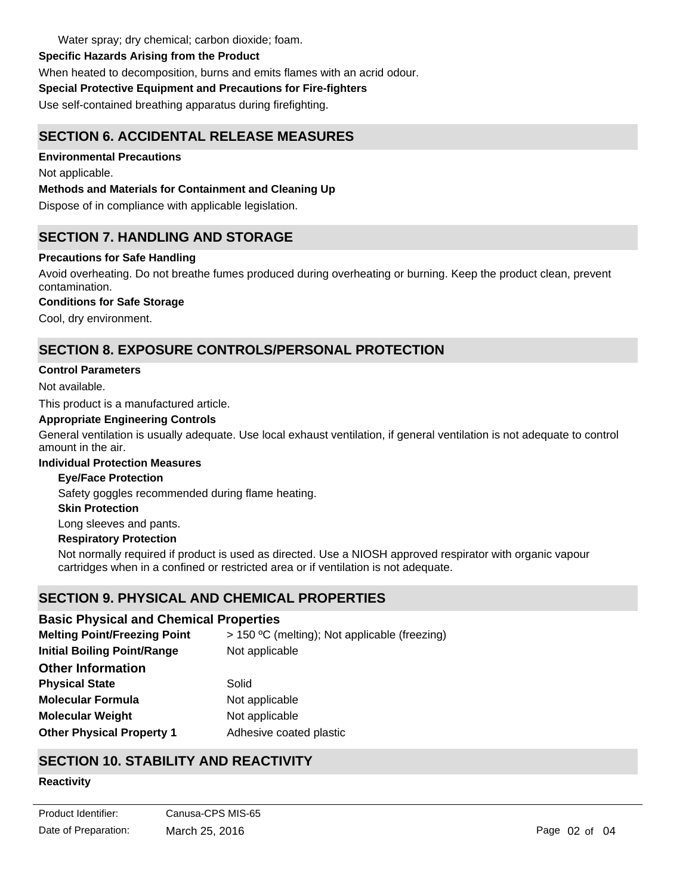Water spray; dry chemical; carbon dioxide; foam.

**Specific Hazards Arising from the Product**

When heated to decomposition, burns and emits flames with an acrid odour.

**Special Protective Equipment and Precautions for Fire-fighters**

Use self-contained breathing apparatus during firefighting.

## SECTION 6. ACCIDENTAL RELEASE MEASURES

**Environmental Precautions**

Not applicable.

**Methods and Materials for Containment and Cleaning Up**

Dispose of in compliance with applicable legislation.

## SECTION 7. HANDLING AND STORAGE

**Precautions for Safe Handling**

Avoid overheating. Do not breathe fumes produced during overheating or burning. Keep the product clean, prevent contamination.

**Conditions for Safe Storage**

Cool, dry environment.

## SECTION 8. EXPOSURE CONTROLS/PERSONAL PROTECTION

**Control Parameters**

Not available.

This product is a manufactured article.

**Appropriate Engineering Controls**

General ventilation is usually adequate. Use local exhaust ventilation, if general ventilation is not adequate to control amount in the air.

**Individual Protection Measures**

**Eye/Face Protection**

Safety goggles recommended during flame heating.

**Skin Protection**

Long sleeves and pants.

**Respiratory Protection**

Not normally required if product is used as directed. Use a NIOSH approved respirator with organic vapour cartridges when in a confined or restricted area or if ventilation is not adequate.

## SECTION 9. PHYSICAL AND CHEMICAL PROPERTIES

### Basic Physical and Chemical Properties

| | |
|---|---|
| **Melting Point/Freezing Point** | > 150 ºC (melting); Not applicable (freezing) |
| **Initial Boiling Point/Range** | Not applicable |

### Other Information

| | |
|---|---|
| **Physical State** | Solid |
| **Molecular Formula** | Not applicable |
| **Molecular Weight** | Not applicable |
| **Other Physical Property 1** | Adhesive coated plastic |

## SECTION 10. STABILITY AND REACTIVITY

**Reactivity**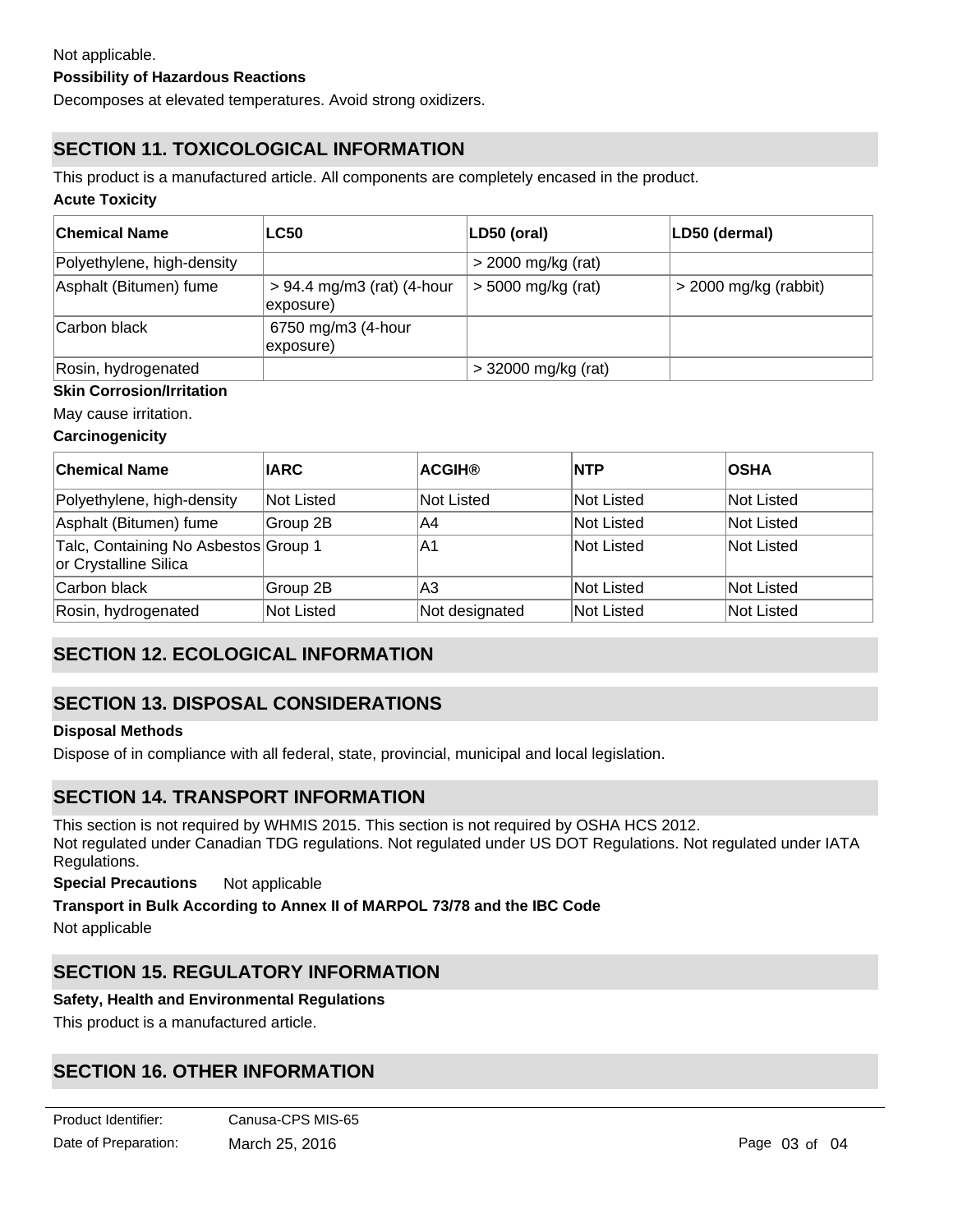Not applicable.

**Possibility of Hazardous Reactions**

Decomposes at elevated temperatures. Avoid strong oxidizers.

## SECTION 11. TOXICOLOGICAL INFORMATION

This product is a manufactured article. All components are completely encased in the product.

**Acute Toxicity**

| Chemical Name | LC50 | LD50 (oral) | LD50 (dermal) |
|---|---|---|---|
| Polyethylene, high-density | | > 2000 mg/kg (rat) | |
| Asphalt (Bitumen) fume | > 94.4 mg/m3 (rat) (4-hour exposure) | > 5000 mg/kg (rat) | > 2000 mg/kg (rabbit) |
| Carbon black | 6750 mg/m3 (4-hour exposure) | | |
| Rosin, hydrogenated | | > 32000 mg/kg (rat) | |

**Skin Corrosion/Irritation**

May cause irritation.

**Carcinogenicity**

| Chemical Name | IARC | ACGIH® | NTP | OSHA |
|---|---|---|---|---|
| Polyethylene, high-density | Not Listed | Not Listed | Not Listed | Not Listed |
| Asphalt (Bitumen) fume | Group 2B | A4 | Not Listed | Not Listed |
| Talc, Containing No Asbestos or Crystalline Silica | Group 1 | A1 | Not Listed | Not Listed |
| Carbon black | Group 2B | A3 | Not Listed | Not Listed |
| Rosin, hydrogenated | Not Listed | Not designated | Not Listed | Not Listed |

## SECTION 12. ECOLOGICAL INFORMATION

## SECTION 13. DISPOSAL CONSIDERATIONS

**Disposal Methods**

Dispose of in compliance with all federal, state, provincial, municipal and local legislation.

## SECTION 14. TRANSPORT INFORMATION

This section is not required by WHMIS 2015. This section is not required by OSHA HCS 2012.
Not regulated under Canadian TDG regulations. Not regulated under US DOT Regulations. Not regulated under IATA Regulations.

**Special Precautions** Not applicable

**Transport in Bulk According to Annex II of MARPOL 73/78 and the IBC Code**

Not applicable

## SECTION 15. REGULATORY INFORMATION

**Safety, Health and Environmental Regulations**

This product is a manufactured article.

## SECTION 16. OTHER INFORMATION

Product Identifier: Canusa-CPS MIS-65
Date of Preparation: March 25, 2016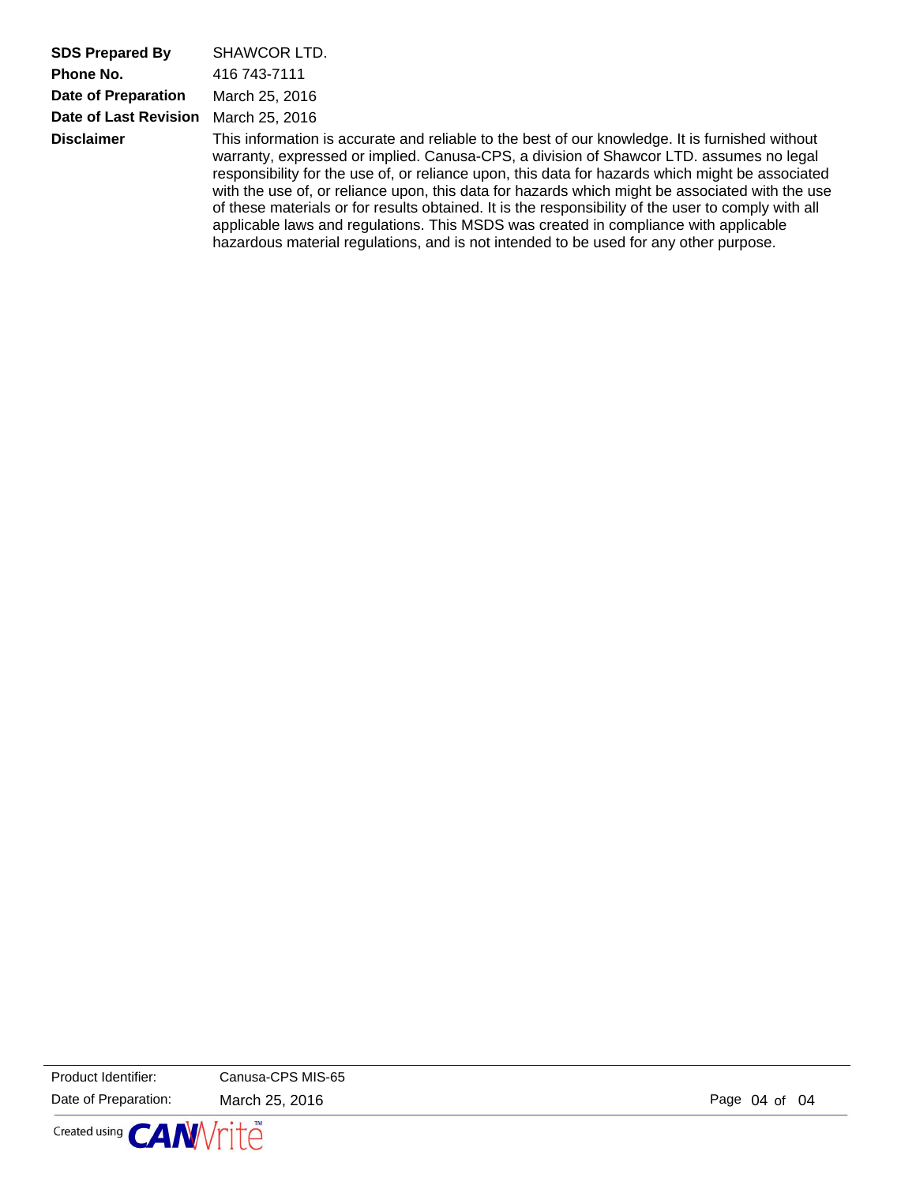| | |
|---|---|
| **SDS Prepared By** | SHAWCOR LTD. |
| **Phone No.** | 416 743-7111 |
| **Date of Preparation** | March 25, 2016 |
| **Date of Last Revision** | March 25, 2016 |
| **Disclaimer** | This information is accurate and reliable to the best of our knowledge. It is furnished without warranty, expressed or implied. Canusa-CPS, a division of Shawcor LTD. assumes no legal responsibility for the use of, or reliance upon, this data for hazards which might be associated with the use of, or reliance upon, this data for hazards which might be associated with the use of these materials or for results obtained. It is the responsibility of the user to comply with all applicable laws and regulations. This MSDS was created in compliance with applicable hazardous material regulations, and is not intended to be used for any other purpose. |